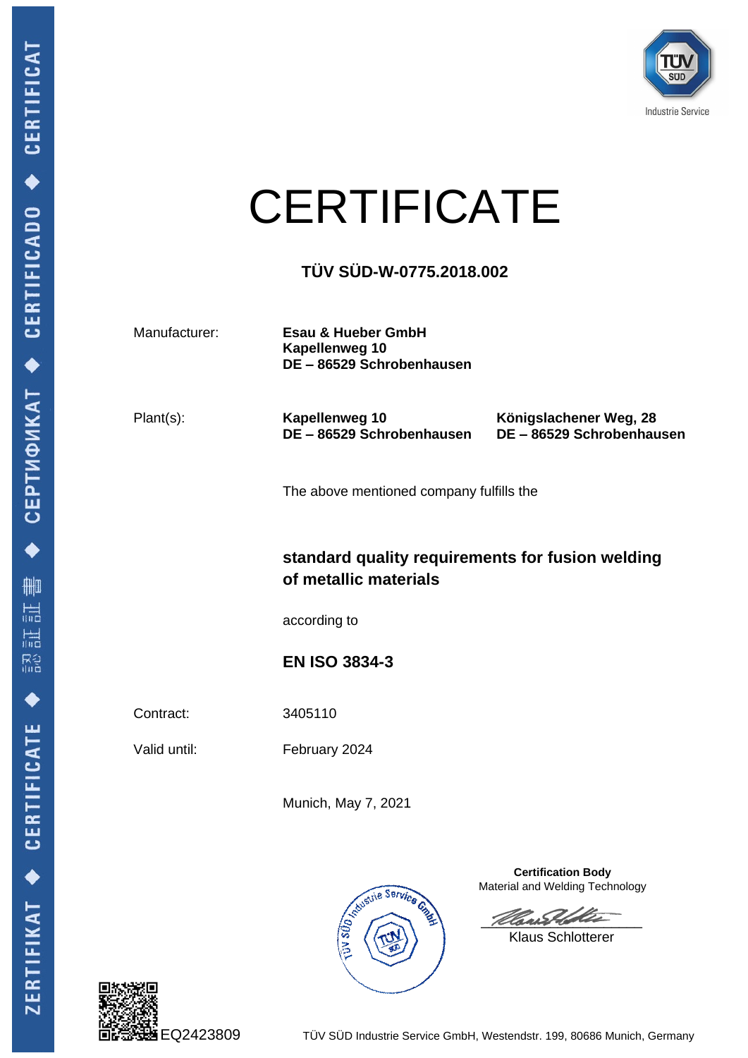# CERTIFICATE

## TÜV SÜD-W-0775.2018.002

| | | |
|---|---|---|
| Manufacturer: | **Esau & Hueber GmbH**<br>**Kapellenweg 10**<br>**DE – 86529 Schrobenhausen** | |
| Plant(s): | **Kapellenweg 10**<br>**DE – 86529 Schrobenhausen** | **Königslachener Weg, 28**<br>**DE – 86529 Schrobenhausen** |

The above mentioned company fulfills the

**standard quality requirements for fusion welding of metallic materials**

according to

**EN ISO 3834-3**

Contract: 3405110

Valid until: February 2024

Munich, May 7, 2021

**Certification Body**
Material and Welding Technology

Klaus Schlotterer

EQ2423809

TÜV SÜD Industrie Service GmbH, Westendstr. 199, 80686 Munich, Germany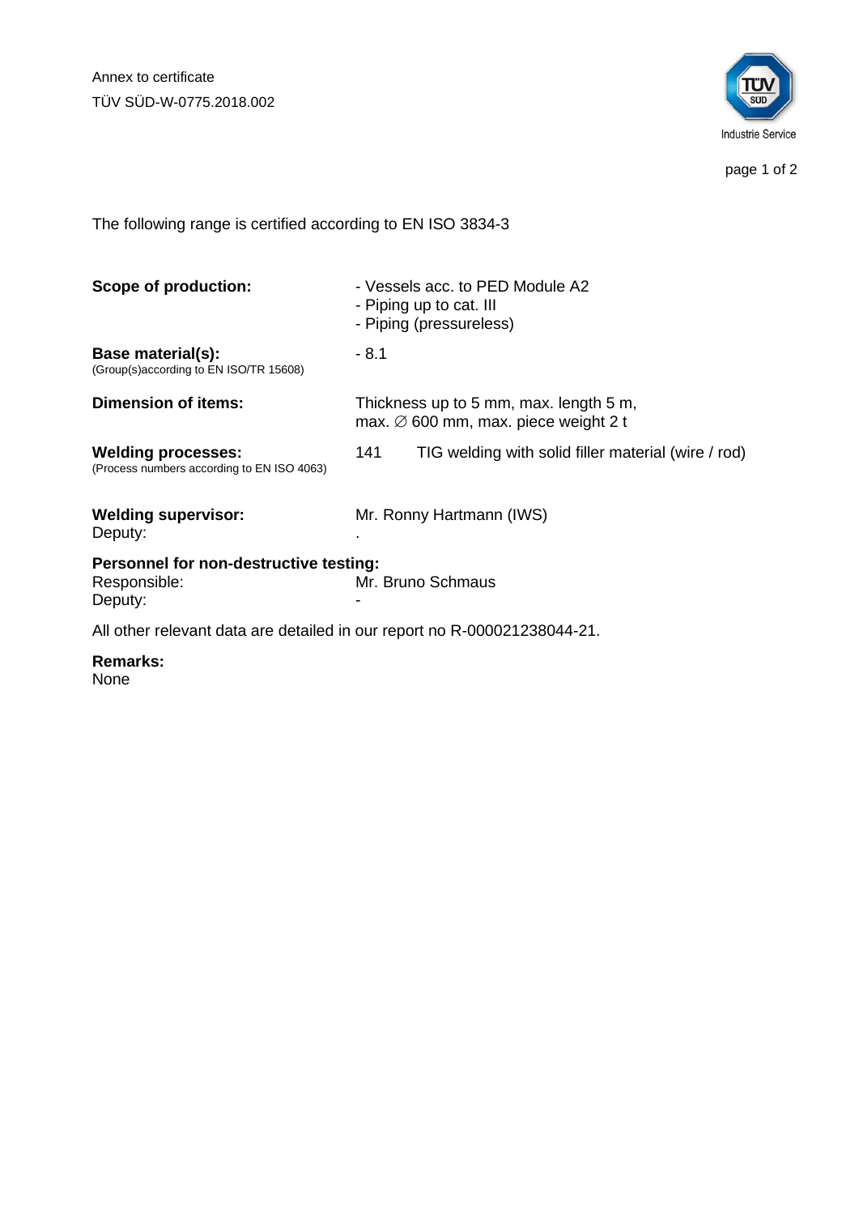Annex to certificate
TÜV SÜD-W-0775.2018.002

The following range is certified according to EN ISO 3834-3

| | |
|---|---|
| **Scope of production:** | - Vessels acc. to PED Module A2<br>- Piping up to cat. III<br>- Piping (pressureless) |
| **Base material(s):**<br>(Group(s)according to EN ISO/TR 15608) | - 8.1 |
| **Dimension of items:** | Thickness up to 5 mm, max. length 5 m,<br>max. ∅ 600 mm, max. piece weight 2 t |
| **Welding processes:**<br>(Process numbers according to EN ISO 4063) | 141 TIG welding with solid filler material (wire / rod) |
| **Welding supervisor:** | Mr. Ronny Hartmann (IWS) |
| Deputy: | . |

**Personnel for non-destructive testing:**

| | |
|---|---|
| Responsible: | Mr. Bruno Schmaus |
| Deputy: | - |

All other relevant data are detailed in our report no R-000021238044-21.

**Remarks:**
None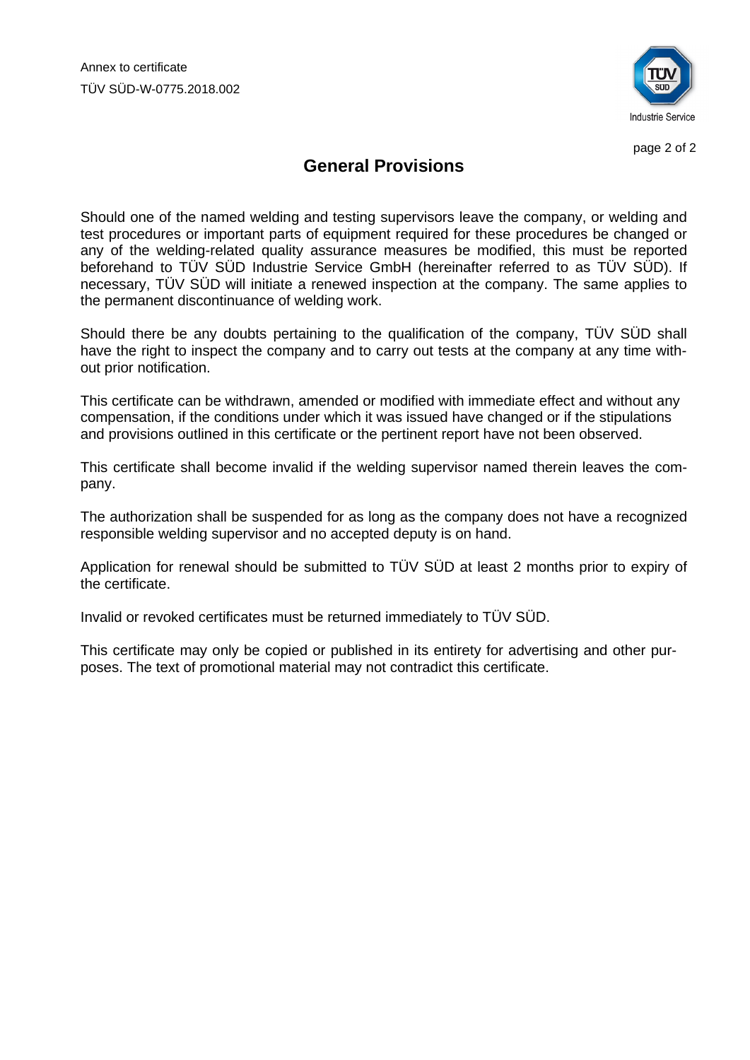Annex to certificate

TÜV SÜD-W-0775.2018.002

## General Provisions

Should one of the named welding and testing supervisors leave the company, or welding and test procedures or important parts of equipment required for these procedures be changed or any of the welding-related quality assurance measures be modified, this must be reported beforehand to TÜV SÜD Industrie Service GmbH (hereinafter referred to as TÜV SÜD). If necessary, TÜV SÜD will initiate a renewed inspection at the company. The same applies to the permanent discontinuance of welding work.

Should there be any doubts pertaining to the qualification of the company, TÜV SÜD shall have the right to inspect the company and to carry out tests at the company at any time without prior notification.

This certificate can be withdrawn, amended or modified with immediate effect and without any compensation, if the conditions under which it was issued have changed or if the stipulations and provisions outlined in this certificate or the pertinent report have not been observed.

This certificate shall become invalid if the welding supervisor named therein leaves the company.

The authorization shall be suspended for as long as the company does not have a recognized responsible welding supervisor and no accepted deputy is on hand.

Application for renewal should be submitted to TÜV SÜD at least 2 months prior to expiry of the certificate.

Invalid or revoked certificates must be returned immediately to TÜV SÜD.

This certificate may only be copied or published in its entirety for advertising and other purposes. The text of promotional material may not contradict this certificate.